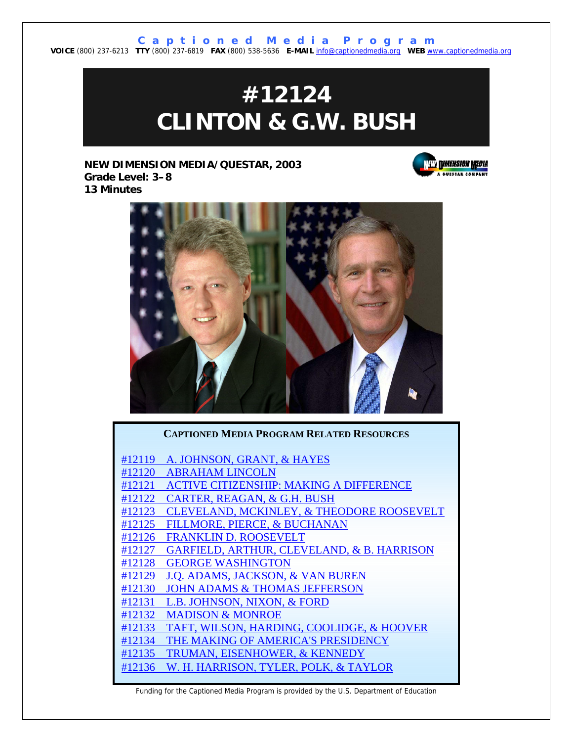Captioned Media Program

**VOICE** (800) 237-6213 **TTY** (800) 237-6819 **FAX** (800) 538-5636 **E-MAIL** info@captionedmedia.org **WEB** www.captionedmedia.org

# #12124 CLINTON & G.W. BUSH

**NEW DIMENSION MEDIA/QUESTAR, 2003**
**Grade Level: 3–8**
**13 Minutes**

### CAPTIONED MEDIA PROGRAM RELATED RESOURCES

- #12119 A. JOHNSON, GRANT, & HAYES
- #12120 ABRAHAM LINCOLN
- #12121 ACTIVE CITIZENSHIP: MAKING A DIFFERENCE
- #12122 CARTER, REAGAN, & G.H. BUSH
- #12123 CLEVELAND, MCKINLEY, & THEODORE ROOSEVELT
- #12125 FILLMORE, PIERCE, & BUCHANAN
- #12126 FRANKLIN D. ROOSEVELT
- #12127 GARFIELD, ARTHUR, CLEVELAND, & B. HARRISON
- #12128 GEORGE WASHINGTON
- #12129 J.Q. ADAMS, JACKSON, & VAN BUREN
- #12130 JOHN ADAMS & THOMAS JEFFERSON
- #12131 L.B. JOHNSON, NIXON, & FORD
- #12132 MADISON & MONROE
- #12133 TAFT, WILSON, HARDING, COOLIDGE, & HOOVER
- #12134 THE MAKING OF AMERICA'S PRESIDENCY
- #12135 TRUMAN, EISENHOWER, & KENNEDY
- #12136 W. H. HARRISON, TYLER, POLK, & TAYLOR

Funding for the Captioned Media Program is provided by the U.S. Department of Education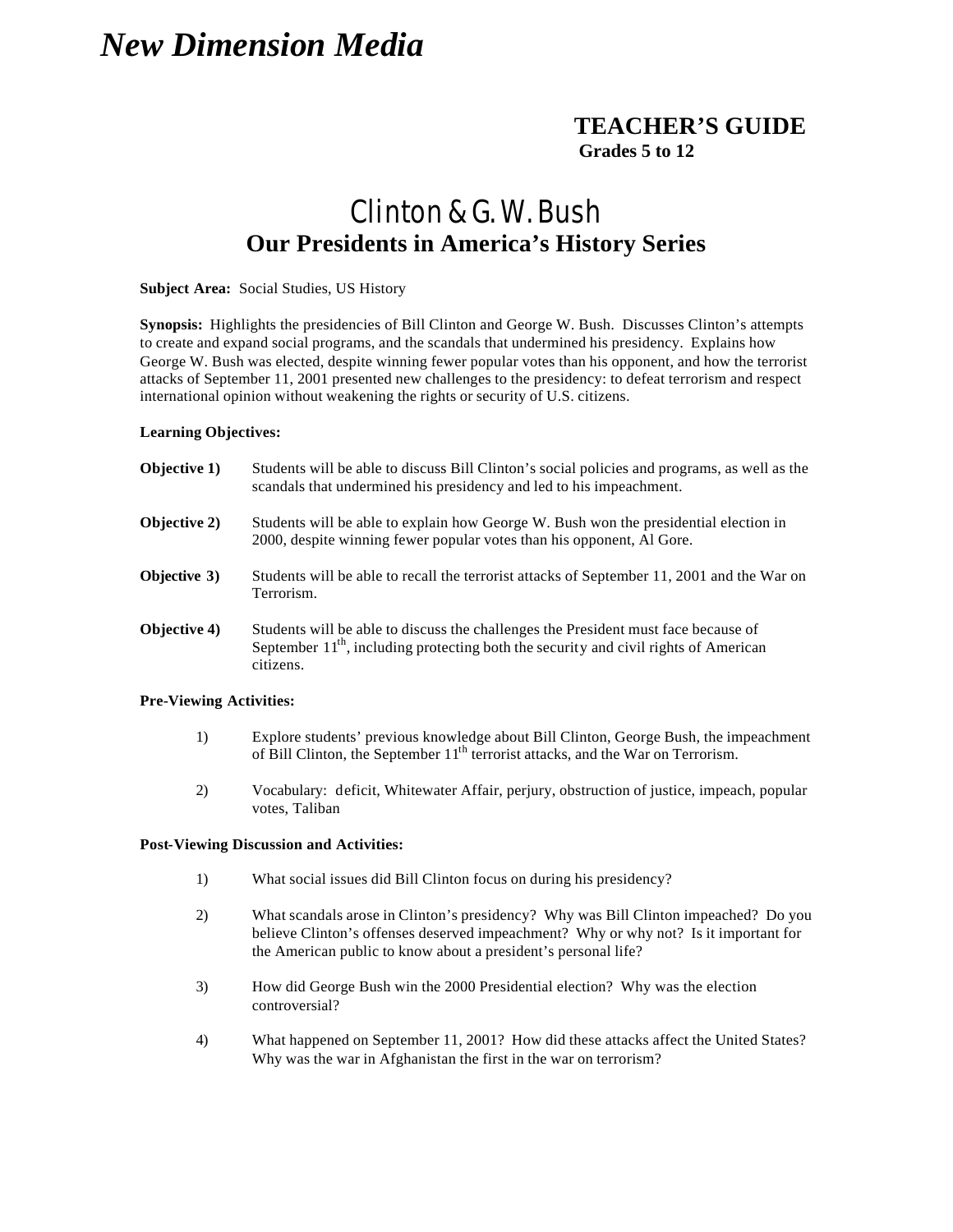# *New Dimension Media*

## TEACHER'S GUIDE
**Grades 5 to 12**

# Clinton & G. W. Bush
## Our Presidents in America's History Series

**Subject Area:** Social Studies, US History

**Synopsis:** Highlights the presidencies of Bill Clinton and George W. Bush. Discusses Clinton's attempts to create and expand social programs, and the scandals that undermined his presidency. Explains how George W. Bush was elected, despite winning fewer popular votes than his opponent, and how the terrorist attacks of September 11, 2001 presented new challenges to the presidency: to defeat terrorism and respect international opinion without weakening the rights or security of U.S. citizens.

**Learning Objectives:**

**Objective 1)** Students will be able to discuss Bill Clinton's social policies and programs, as well as the scandals that undermined his presidency and led to his impeachment.

**Objective 2)** Students will be able to explain how George W. Bush won the presidential election in 2000, despite winning fewer popular votes than his opponent, Al Gore.

**Objective 3)** Students will be able to recall the terrorist attacks of September 11, 2001 and the War on Terrorism.

**Objective 4)** Students will be able to discuss the challenges the President must face because of September 11th, including protecting both the security and civil rights of American citizens.

**Pre-Viewing Activities:**

1) Explore students' previous knowledge about Bill Clinton, George Bush, the impeachment of Bill Clinton, the September 11th terrorist attacks, and the War on Terrorism.

2) Vocabulary: deficit, Whitewater Affair, perjury, obstruction of justice, impeach, popular votes, Taliban

**Post-Viewing Discussion and Activities:**

1) What social issues did Bill Clinton focus on during his presidency?

2) What scandals arose in Clinton's presidency? Why was Bill Clinton impeached? Do you believe Clinton's offenses deserved impeachment? Why or why not? Is it important for the American public to know about a president's personal life?

3) How did George Bush win the 2000 Presidential election? Why was the election controversial?

4) What happened on September 11, 2001? How did these attacks affect the United States? Why was the war in Afghanistan the first in the war on terrorism?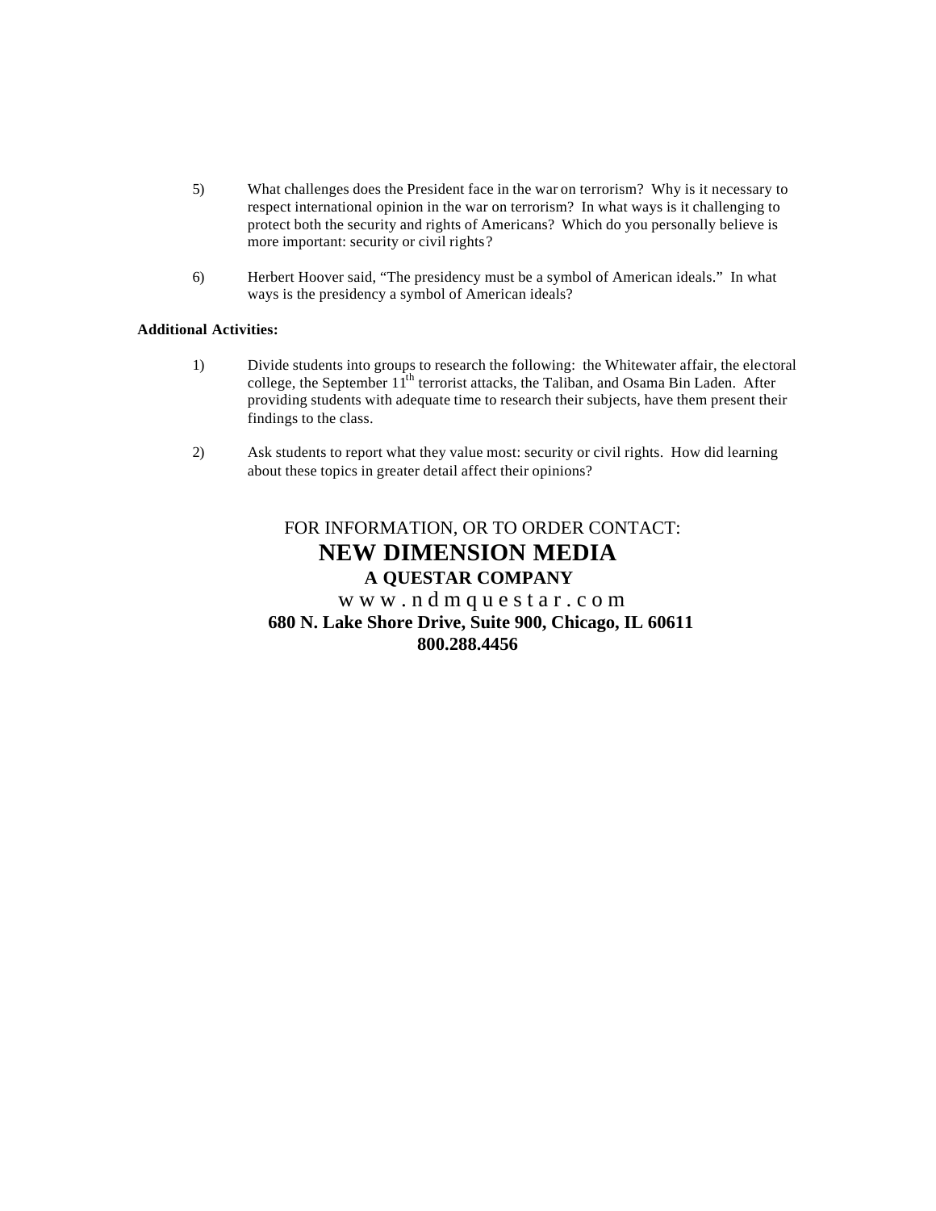5) What challenges does the President face in the war on terrorism? Why is it necessary to respect international opinion in the war on terrorism? In what ways is it challenging to protect both the security and rights of Americans? Which do you personally believe is more important: security or civil rights?

6) Herbert Hoover said, "The presidency must be a symbol of American ideals." In what ways is the presidency a symbol of American ideals?

**Additional Activities:**

1) Divide students into groups to research the following: the Whitewater affair, the electoral college, the September 11th terrorist attacks, the Taliban, and Osama Bin Laden. After providing students with adequate time to research their subjects, have them present their findings to the class.

2) Ask students to report what they value most: security or civil rights. How did learning about these topics in greater detail affect their opinions?

FOR INFORMATION, OR TO ORDER CONTACT:

**NEW DIMENSION MEDIA**

**A QUESTAR COMPANY**

www.ndmquestar.com

**680 N. Lake Shore Drive, Suite 900, Chicago, IL 60611**

**800.288.4456**